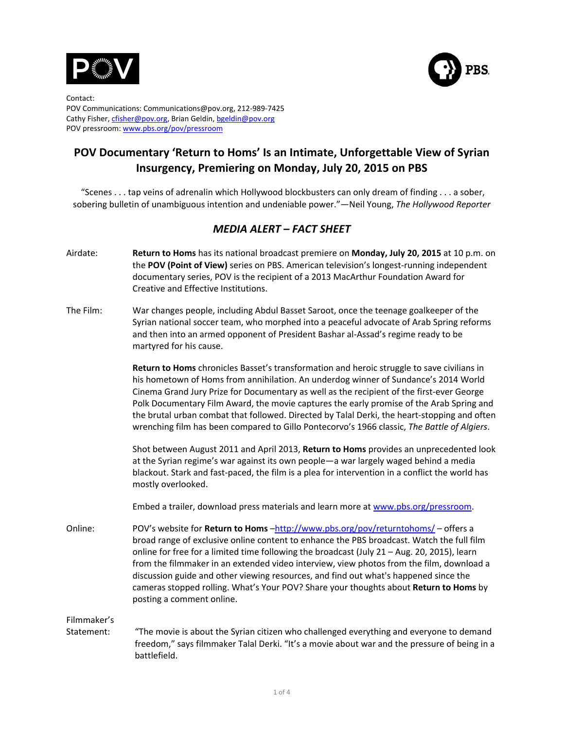Contact:
POV Communications: Communications@pov.org, 212-989-7425
Cathy Fisher, cfisher@pov.org, Brian Geldin, bgeldin@pov.org
POV pressroom: www.pbs.org/pov/pressroom

# POV Documentary 'Return to Homs' Is an Intimate, Unforgettable View of Syrian Insurgency, Premiering on Monday, July 20, 2015 on PBS

"Scenes . . . tap veins of adrenalin which Hollywood blockbusters can only dream of finding . . . a sober, sobering bulletin of unambiguous intention and undeniable power."—Neil Young, *The Hollywood Reporter*

## *MEDIA ALERT – FACT SHEET*

Airdate: **Return to Homs** has its national broadcast premiere on **Monday, July 20, 2015** at 10 p.m. on the **POV (Point of View)** series on PBS. American television's longest-running independent documentary series, POV is the recipient of a 2013 MacArthur Foundation Award for Creative and Effective Institutions.

The Film: War changes people, including Abdul Basset Saroot, once the teenage goalkeeper of the Syrian national soccer team, who morphed into a peaceful advocate of Arab Spring reforms and then into an armed opponent of President Bashar al-Assad's regime ready to be martyred for his cause.

**Return to Homs** chronicles Basset's transformation and heroic struggle to save civilians in his hometown of Homs from annihilation. An underdog winner of Sundance's 2014 World Cinema Grand Jury Prize for Documentary as well as the recipient of the first-ever George Polk Documentary Film Award, the movie captures the early promise of the Arab Spring and the brutal urban combat that followed. Directed by Talal Derki, the heart-stopping and often wrenching film has been compared to Gillo Pontecorvo's 1966 classic, *The Battle of Algiers*.

Shot between August 2011 and April 2013, **Return to Homs** provides an unprecedented look at the Syrian regime's war against its own people—a war largely waged behind a media blackout. Stark and fast-paced, the film is a plea for intervention in a conflict the world has mostly overlooked.

Embed a trailer, download press materials and learn more at www.pbs.org/pressroom.

Online: POV's website for **Return to Homs** –http://www.pbs.org/pov/returntohoms/ – offers a broad range of exclusive online content to enhance the PBS broadcast. Watch the full film online for free for a limited time following the broadcast (July 21 – Aug. 20, 2015), learn from the filmmaker in an extended video interview, view photos from the film, download a discussion guide and other viewing resources, and find out what's happened since the cameras stopped rolling. What's Your POV? Share your thoughts about **Return to Homs** by posting a comment online.

Filmmaker's Statement: "The movie is about the Syrian citizen who challenged everything and everyone to demand freedom," says filmmaker Talal Derki. "It's a movie about war and the pressure of being in a battlefield.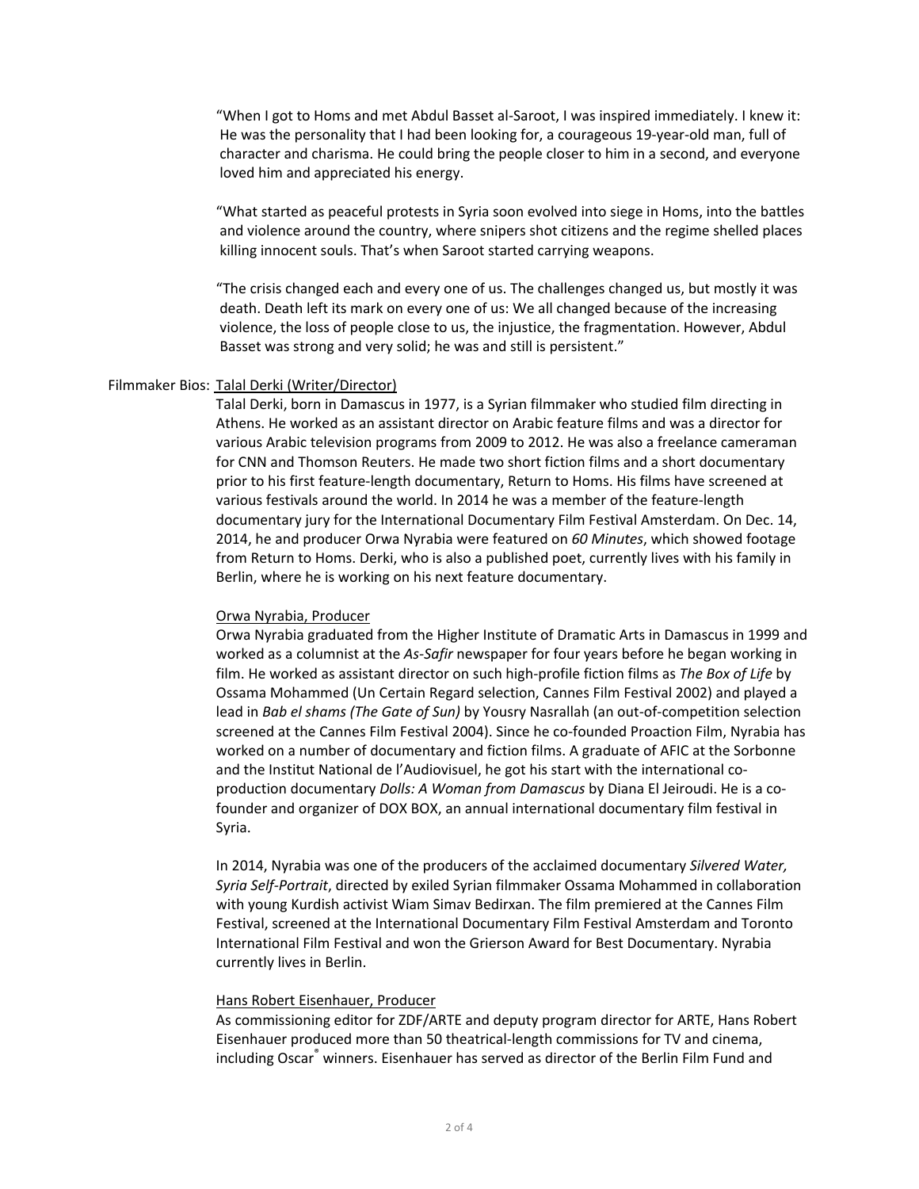"When I got to Homs and met Abdul Basset al-Saroot, I was inspired immediately. I knew it: He was the personality that I had been looking for, a courageous 19-year-old man, full of character and charisma. He could bring the people closer to him in a second, and everyone loved him and appreciated his energy.

"What started as peaceful protests in Syria soon evolved into siege in Homs, into the battles and violence around the country, where snipers shot citizens and the regime shelled places killing innocent souls. That's when Saroot started carrying weapons.

"The crisis changed each and every one of us. The challenges changed us, but mostly it was death. Death left its mark on every one of us: We all changed because of the increasing violence, the loss of people close to us, the injustice, the fragmentation. However, Abdul Basset was strong and very solid; he was and still is persistent."

Filmmaker Bios: Talal Derki (Writer/Director)

Talal Derki, born in Damascus in 1977, is a Syrian filmmaker who studied film directing in Athens. He worked as an assistant director on Arabic feature films and was a director for various Arabic television programs from 2009 to 2012. He was also a freelance cameraman for CNN and Thomson Reuters. He made two short fiction films and a short documentary prior to his first feature-length documentary, Return to Homs. His films have screened at various festivals around the world. In 2014 he was a member of the feature-length documentary jury for the International Documentary Film Festival Amsterdam. On Dec. 14, 2014, he and producer Orwa Nyrabia were featured on *60 Minutes*, which showed footage from Return to Homs. Derki, who is also a published poet, currently lives with his family in Berlin, where he is working on his next feature documentary.

Orwa Nyrabia, Producer

Orwa Nyrabia graduated from the Higher Institute of Dramatic Arts in Damascus in 1999 and worked as a columnist at the *As-Safir* newspaper for four years before he began working in film. He worked as assistant director on such high-profile fiction films as *The Box of Life* by Ossama Mohammed (Un Certain Regard selection, Cannes Film Festival 2002) and played a lead in *Bab el shams (The Gate of Sun)* by Yousry Nasrallah (an out-of-competition selection screened at the Cannes Film Festival 2004). Since he co-founded Proaction Film, Nyrabia has worked on a number of documentary and fiction films. A graduate of AFIC at the Sorbonne and the Institut National de l'Audiovisuel, he got his start with the international co-production documentary *Dolls: A Woman from Damascus* by Diana El Jeiroudi. He is a co-founder and organizer of DOX BOX, an annual international documentary film festival in Syria.

In 2014, Nyrabia was one of the producers of the acclaimed documentary *Silvered Water, Syria Self-Portrait*, directed by exiled Syrian filmmaker Ossama Mohammed in collaboration with young Kurdish activist Wiam Simav Bedirxan. The film premiered at the Cannes Film Festival, screened at the International Documentary Film Festival Amsterdam and Toronto International Film Festival and won the Grierson Award for Best Documentary. Nyrabia currently lives in Berlin.

Hans Robert Eisenhauer, Producer

As commissioning editor for ZDF/ARTE and deputy program director for ARTE, Hans Robert Eisenhauer produced more than 50 theatrical-length commissions for TV and cinema, including Oscar® winners. Eisenhauer has served as director of the Berlin Film Fund and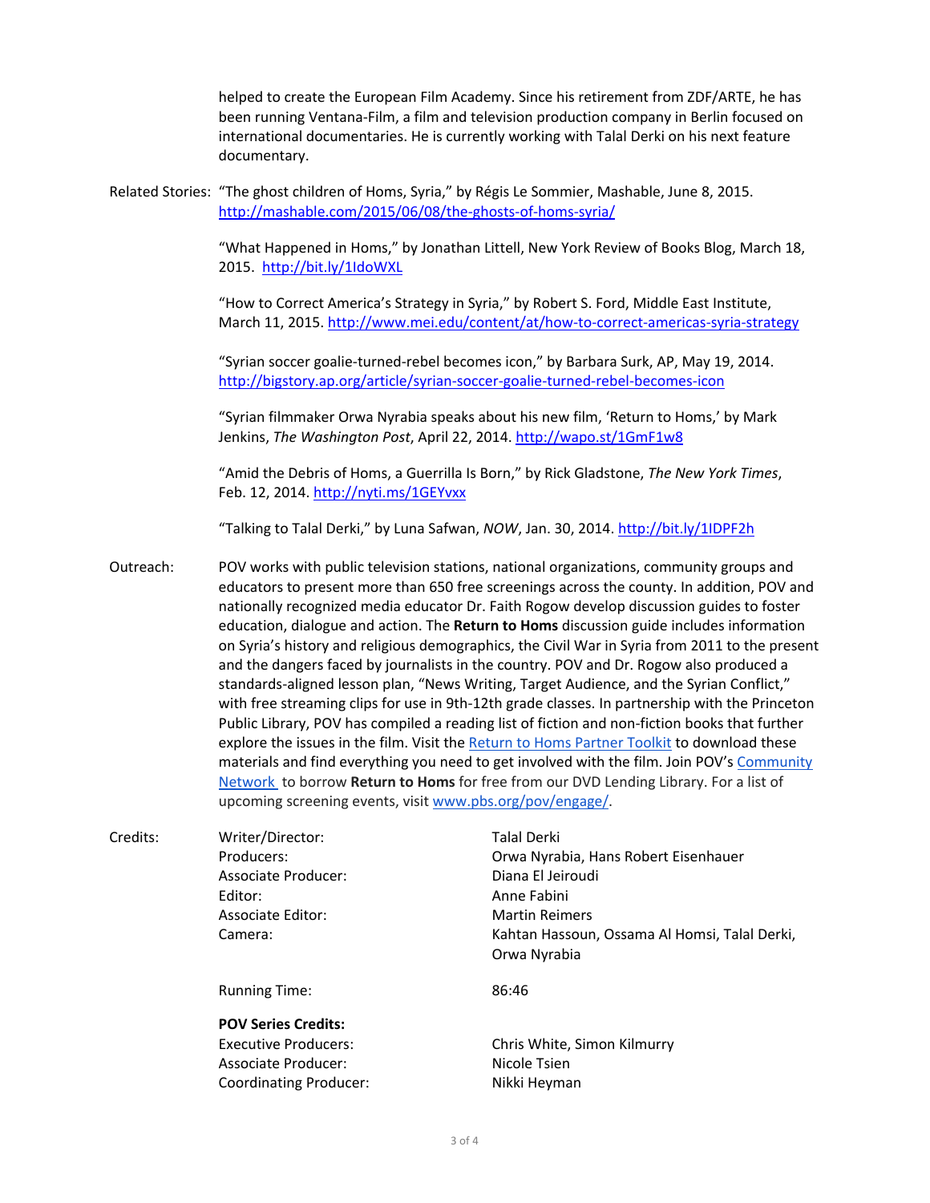helped to create the European Film Academy. Since his retirement from ZDF/ARTE, he has been running Ventana-Film, a film and television production company in Berlin focused on international documentaries. He is currently working with Talal Derki on his next feature documentary.

Related Stories: "The ghost children of Homs, Syria," by Régis Le Sommier, Mashable, June 8, 2015. http://mashable.com/2015/06/08/the-ghosts-of-homs-syria/

"What Happened in Homs," by Jonathan Littell, New York Review of Books Blog, March 18, 2015. http://bit.ly/1IdoWXL

"How to Correct America's Strategy in Syria," by Robert S. Ford, Middle East Institute, March 11, 2015. http://www.mei.edu/content/at/how-to-correct-americas-syria-strategy

"Syrian soccer goalie-turned-rebel becomes icon," by Barbara Surk, AP, May 19, 2014. http://bigstory.ap.org/article/syrian-soccer-goalie-turned-rebel-becomes-icon

"Syrian filmmaker Orwa Nyrabia speaks about his new film, 'Return to Homs,' by Mark Jenkins, *The Washington Post*, April 22, 2014. http://wapo.st/1GmF1w8

"Amid the Debris of Homs, a Guerrilla Is Born," by Rick Gladstone, *The New York Times*, Feb. 12, 2014. http://nyti.ms/1GEYvxx

"Talking to Talal Derki," by Luna Safwan, *NOW*, Jan. 30, 2014. http://bit.ly/1IDPF2h

Outreach: POV works with public television stations, national organizations, community groups and educators to present more than 650 free screenings across the county. In addition, POV and nationally recognized media educator Dr. Faith Rogow develop discussion guides to foster education, dialogue and action. The **Return to Homs** discussion guide includes information on Syria's history and religious demographics, the Civil War in Syria from 2011 to the present and the dangers faced by journalists in the country. POV and Dr. Rogow also produced a standards-aligned lesson plan, "News Writing, Target Audience, and the Syrian Conflict," with free streaming clips for use in 9th-12th grade classes. In partnership with the Princeton Public Library, POV has compiled a reading list of fiction and non-fiction books that further explore the issues in the film. Visit the Return to Homs Partner Toolkit to download these materials and find everything you need to get involved with the film. Join POV's Community Network to borrow **Return to Homs** for free from our DVD Lending Library. For a list of upcoming screening events, visit www.pbs.org/pov/engage/.

Credits:

| | |
|---|---|
| Writer/Director: | Talal Derki |
| Producers: | Orwa Nyrabia, Hans Robert Eisenhauer |
| Associate Producer: | Diana El Jeiroudi |
| Editor: | Anne Fabini |
| Associate Editor: | Martin Reimers |
| Camera: | Kahtan Hassoun, Ossama Al Homsi, Talal Derki, Orwa Nyrabia |
| Running Time: | 86:46 |

**POV Series Credits:**

| | |
|---|---|
| Executive Producers: | Chris White, Simon Kilmurry |
| Associate Producer: | Nicole Tsien |
| Coordinating Producer: | Nikki Heyman |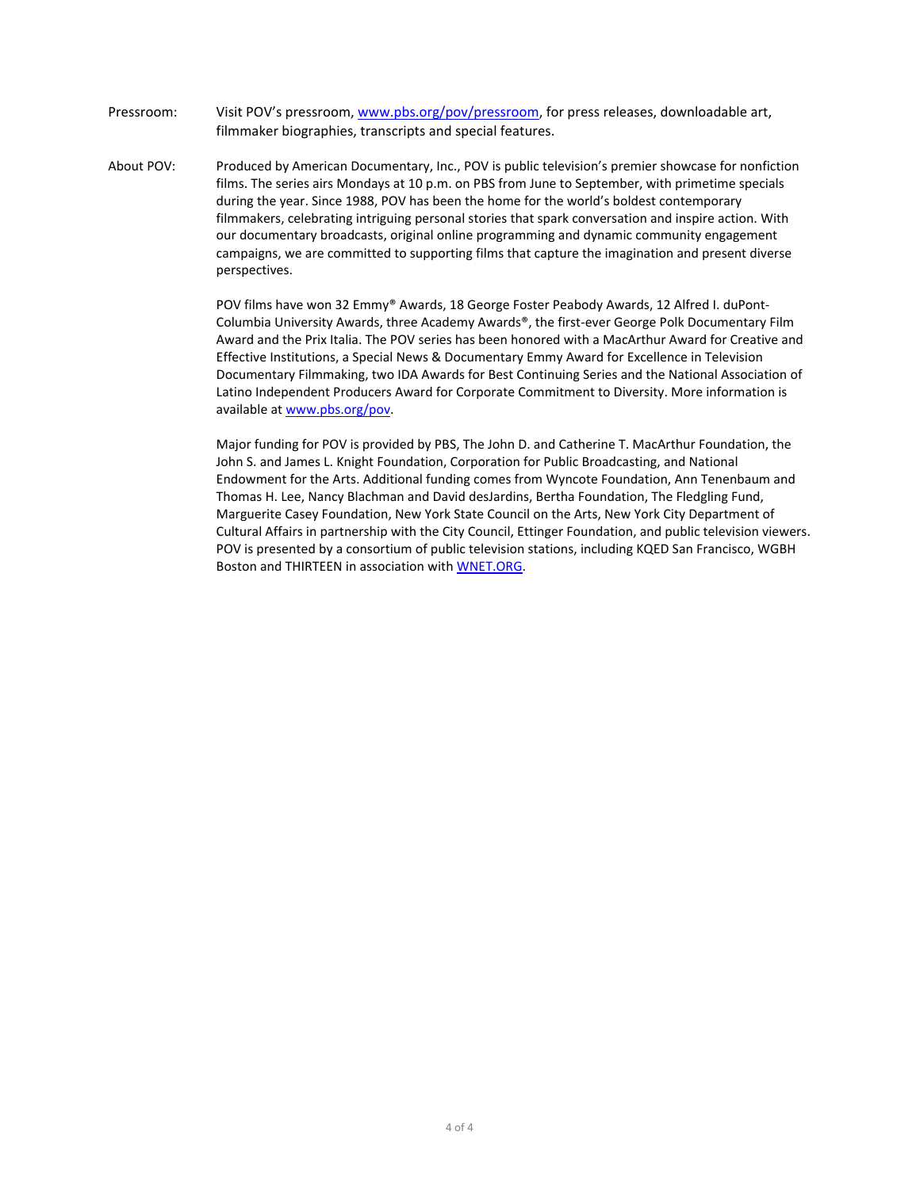Pressroom: Visit POV's pressroom, [www.pbs.org/pov/pressroom](http://www.pbs.org/pov/pressroom), for press releases, downloadable art, filmmaker biographies, transcripts and special features.

About POV: Produced by American Documentary, Inc., POV is public television's premier showcase for nonfiction films. The series airs Mondays at 10 p.m. on PBS from June to September, with primetime specials during the year. Since 1988, POV has been the home for the world's boldest contemporary filmmakers, celebrating intriguing personal stories that spark conversation and inspire action. With our documentary broadcasts, original online programming and dynamic community engagement campaigns, we are committed to supporting films that capture the imagination and present diverse perspectives.

POV films have won 32 Emmy® Awards, 18 George Foster Peabody Awards, 12 Alfred I. duPont-Columbia University Awards, three Academy Awards®, the first-ever George Polk Documentary Film Award and the Prix Italia. The POV series has been honored with a MacArthur Award for Creative and Effective Institutions, a Special News & Documentary Emmy Award for Excellence in Television Documentary Filmmaking, two IDA Awards for Best Continuing Series and the National Association of Latino Independent Producers Award for Corporate Commitment to Diversity. More information is available at [www.pbs.org/pov](http://www.pbs.org/pov).

Major funding for POV is provided by PBS, The John D. and Catherine T. MacArthur Foundation, the John S. and James L. Knight Foundation, Corporation for Public Broadcasting, and National Endowment for the Arts. Additional funding comes from Wyncote Foundation, Ann Tenenbaum and Thomas H. Lee, Nancy Blachman and David desJardins, Bertha Foundation, The Fledgling Fund, Marguerite Casey Foundation, New York State Council on the Arts, New York City Department of Cultural Affairs in partnership with the City Council, Ettinger Foundation, and public television viewers. POV is presented by a consortium of public television stations, including KQED San Francisco, WGBH Boston and THIRTEEN in association with [WNET.ORG](http://WNET.ORG).